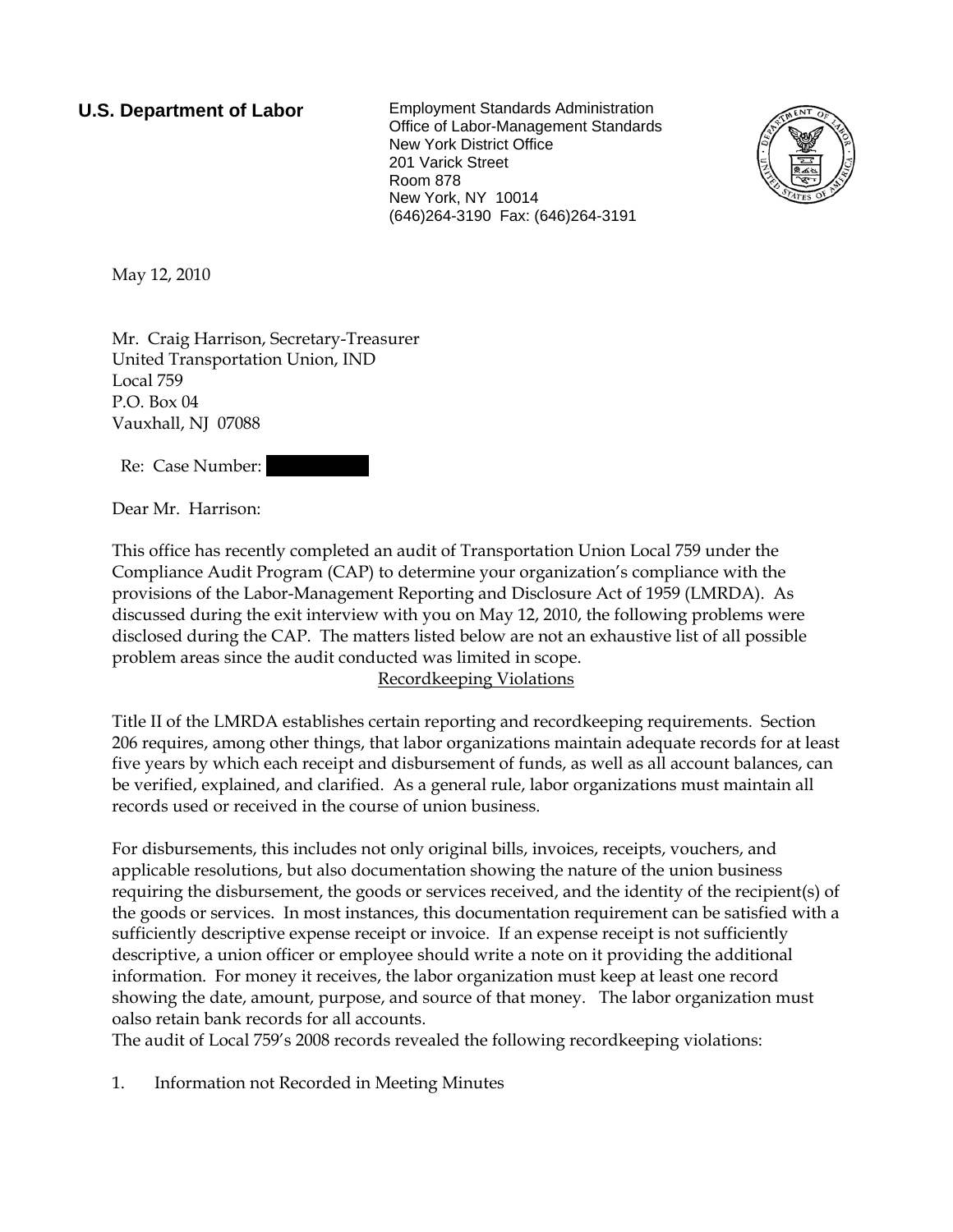**U.S. Department of Labor**

Employment Standards Administration
Office of Labor-Management Standards
New York District Office
201 Varick Street
Room 878
New York, NY 10014
(646)264-3190 Fax: (646)264-3191

May 12, 2010

Mr. Craig Harrison, Secretary-Treasurer
United Transportation Union, IND
Local 759
P.O. Box 04
Vauxhall, NJ 07088

Re: Case Number: [REDACTED]

Dear Mr. Harrison:

This office has recently completed an audit of Transportation Union Local 759 under the Compliance Audit Program (CAP) to determine your organization's compliance with the provisions of the Labor-Management Reporting and Disclosure Act of 1959 (LMRDA). As discussed during the exit interview with you on May 12, 2010, the following problems were disclosed during the CAP. The matters listed below are not an exhaustive list of all possible problem areas since the audit conducted was limited in scope.

Recordkeeping Violations

Title II of the LMRDA establishes certain reporting and recordkeeping requirements. Section 206 requires, among other things, that labor organizations maintain adequate records for at least five years by which each receipt and disbursement of funds, as well as all account balances, can be verified, explained, and clarified. As a general rule, labor organizations must maintain all records used or received in the course of union business.

For disbursements, this includes not only original bills, invoices, receipts, vouchers, and applicable resolutions, but also documentation showing the nature of the union business requiring the disbursement, the goods or services received, and the identity of the recipient(s) of the goods or services. In most instances, this documentation requirement can be satisfied with a sufficiently descriptive expense receipt or invoice. If an expense receipt is not sufficiently descriptive, a union officer or employee should write a note on it providing the additional information. For money it receives, the labor organization must keep at least one record showing the date, amount, purpose, and source of that money. The labor organization must oalso retain bank records for all accounts.

The audit of Local 759's 2008 records revealed the following recordkeeping violations:

1. Information not Recorded in Meeting Minutes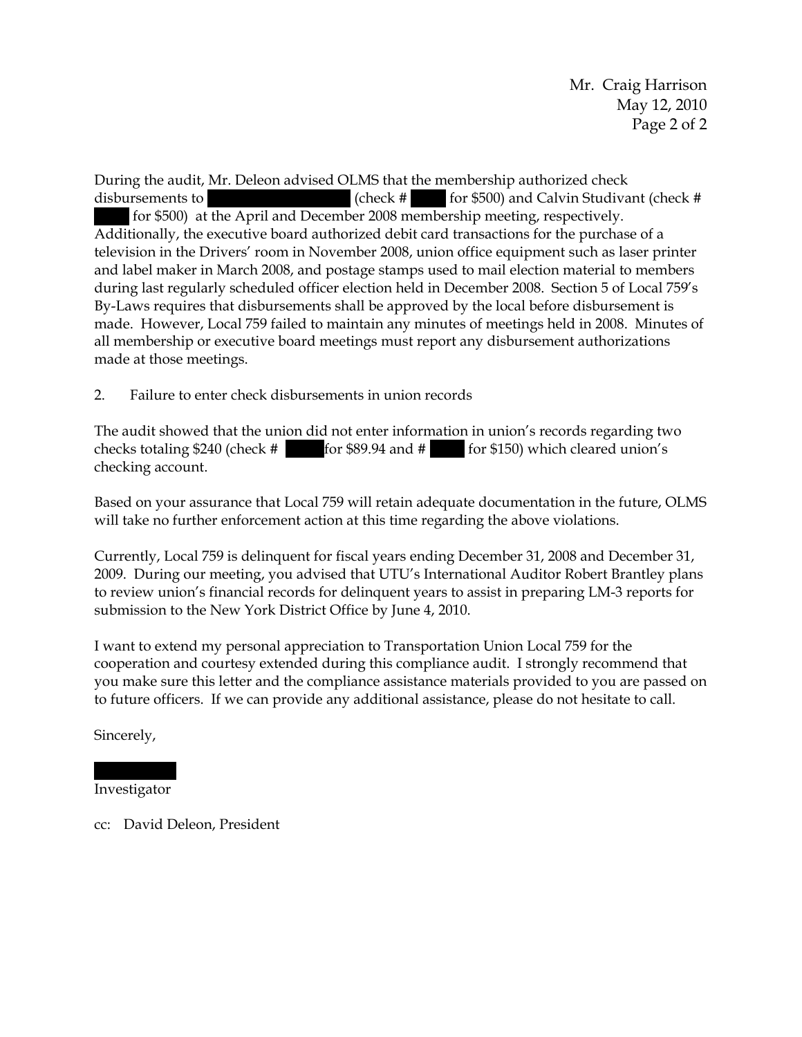During the audit, Mr. Deleon advised OLMS that the membership authorized check disbursements to [REDACTED] (check # [REDACTED] for $500) and Calvin Studivant (check # [REDACTED] for $500) at the April and December 2008 membership meeting, respectively. Additionally, the executive board authorized debit card transactions for the purchase of a television in the Drivers' room in November 2008, union office equipment such as laser printer and label maker in March 2008, and postage stamps used to mail election material to members during last regularly scheduled officer election held in December 2008. Section 5 of Local 759's By-Laws requires that disbursements shall be approved by the local before disbursement is made. However, Local 759 failed to maintain any minutes of meetings held in 2008. Minutes of all membership or executive board meetings must report any disbursement authorizations made at those meetings.

2. Failure to enter check disbursements in union records

The audit showed that the union did not enter information in union's records regarding two checks totaling $240 (check # [REDACTED] for $89.94 and # [REDACTED] for $150) which cleared union's checking account.

Based on your assurance that Local 759 will retain adequate documentation in the future, OLMS will take no further enforcement action at this time regarding the above violations.

Currently, Local 759 is delinquent for fiscal years ending December 31, 2008 and December 31, 2009. During our meeting, you advised that UTU's International Auditor Robert Brantley plans to review union's financial records for delinquent years to assist in preparing LM-3 reports for submission to the New York District Office by June 4, 2010.

I want to extend my personal appreciation to Transportation Union Local 759 for the cooperation and courtesy extended during this compliance audit. I strongly recommend that you make sure this letter and the compliance assistance materials provided to you are passed on to future officers. If we can provide any additional assistance, please do not hesitate to call.

Sincerely,

[REDACTED]

Investigator

cc: David Deleon, President